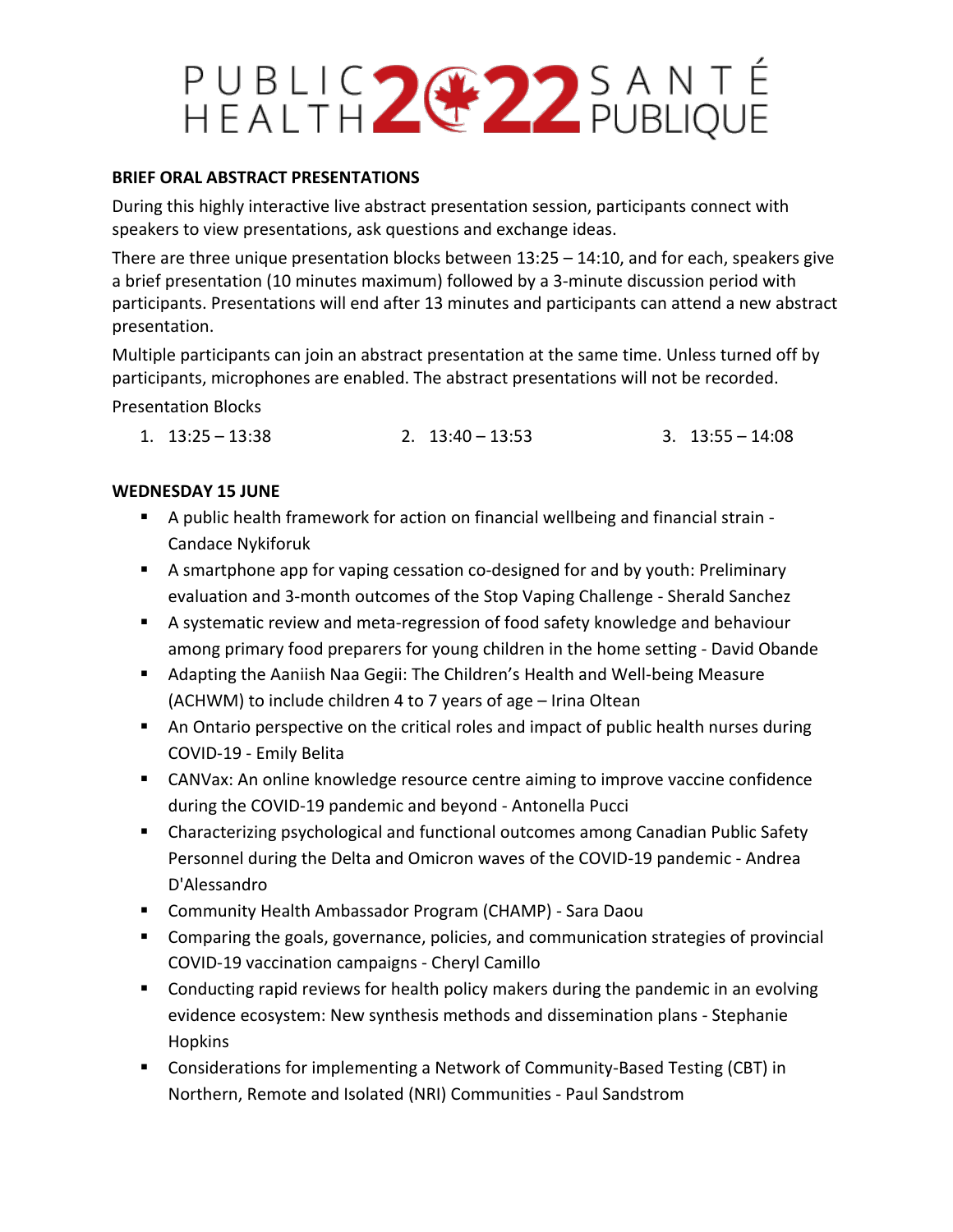# PUBLIC HEALTH 2022 SANTÉ PUBLIQUE

**BRIEF ORAL ABSTRACT PRESENTATIONS**

During this highly interactive live abstract presentation session, participants connect with speakers to view presentations, ask questions and exchange ideas.

There are three unique presentation blocks between 13:25 – 14:10, and for each, speakers give a brief presentation (10 minutes maximum) followed by a 3-minute discussion period with participants. Presentations will end after 13 minutes and participants can attend a new abstract presentation.

Multiple participants can join an abstract presentation at the same time. Unless turned off by participants, microphones are enabled. The abstract presentations will not be recorded.

Presentation Blocks

1. 13:25 – 13:38
2. 13:40 – 13:53
3. 13:55 – 14:08

**WEDNESDAY 15 JUNE**

- A public health framework for action on financial wellbeing and financial strain - Candace Nykiforuk
- A smartphone app for vaping cessation co-designed for and by youth: Preliminary evaluation and 3-month outcomes of the Stop Vaping Challenge - Sherald Sanchez
- A systematic review and meta-regression of food safety knowledge and behaviour among primary food preparers for young children in the home setting - David Obande
- Adapting the Aaniish Naa Gegii: The Children's Health and Well-being Measure (ACHWM) to include children 4 to 7 years of age – Irina Oltean
- An Ontario perspective on the critical roles and impact of public health nurses during COVID-19 - Emily Belita
- CANVax: An online knowledge resource centre aiming to improve vaccine confidence during the COVID-19 pandemic and beyond - Antonella Pucci
- Characterizing psychological and functional outcomes among Canadian Public Safety Personnel during the Delta and Omicron waves of the COVID-19 pandemic - Andrea D'Alessandro
- Community Health Ambassador Program (CHAMP) - Sara Daou
- Comparing the goals, governance, policies, and communication strategies of provincial COVID-19 vaccination campaigns - Cheryl Camillo
- Conducting rapid reviews for health policy makers during the pandemic in an evolving evidence ecosystem: New synthesis methods and dissemination plans - Stephanie Hopkins
- Considerations for implementing a Network of Community-Based Testing (CBT) in Northern, Remote and Isolated (NRI) Communities - Paul Sandstrom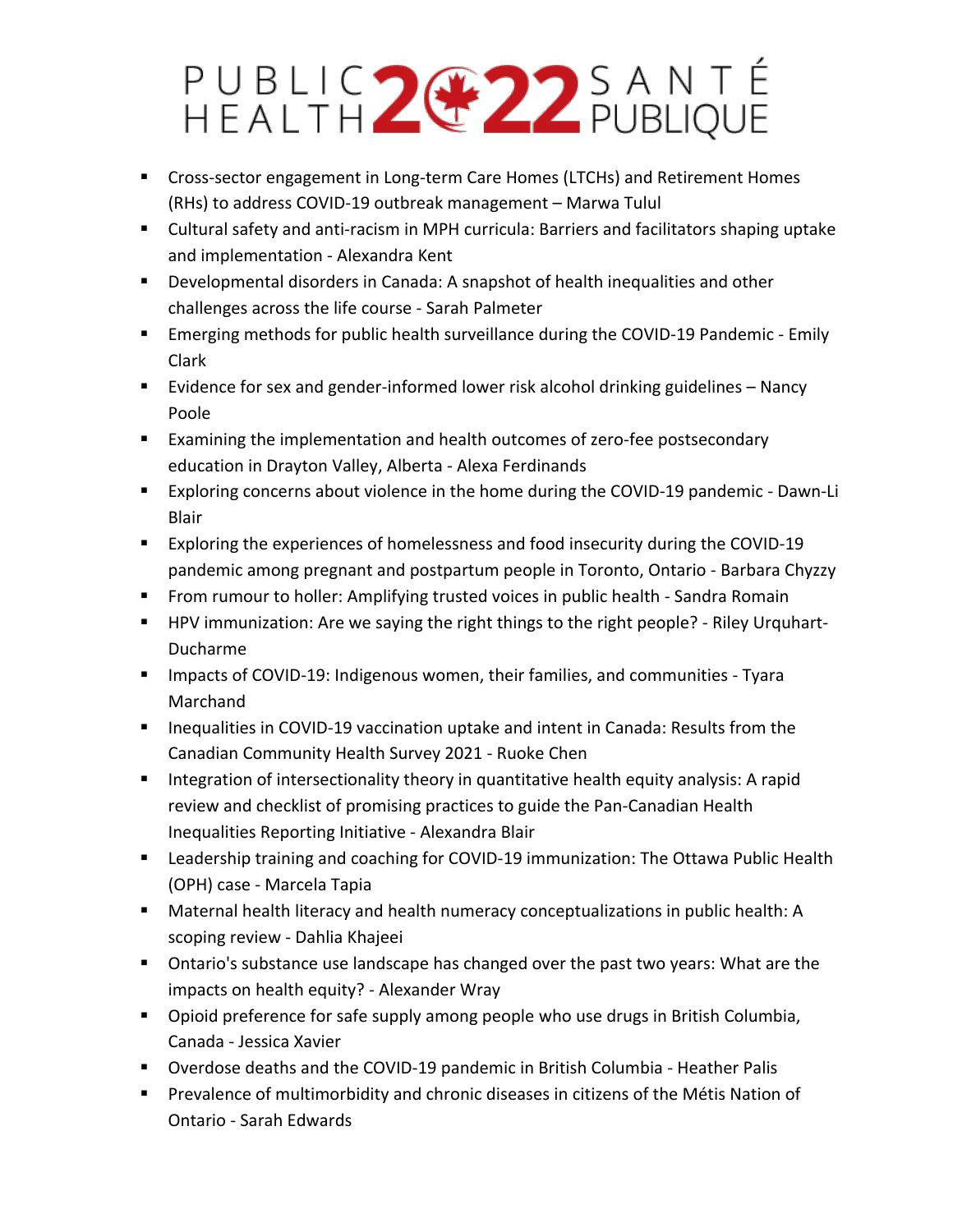- Cross-sector engagement in Long-term Care Homes (LTCHs) and Retirement Homes (RHs) to address COVID-19 outbreak management – Marwa Tulul
- Cultural safety and anti-racism in MPH curricula: Barriers and facilitators shaping uptake and implementation - Alexandra Kent
- Developmental disorders in Canada: A snapshot of health inequalities and other challenges across the life course - Sarah Palmeter
- Emerging methods for public health surveillance during the COVID-19 Pandemic - Emily Clark
- Evidence for sex and gender-informed lower risk alcohol drinking guidelines – Nancy Poole
- Examining the implementation and health outcomes of zero-fee postsecondary education in Drayton Valley, Alberta - Alexa Ferdinands
- Exploring concerns about violence in the home during the COVID-19 pandemic - Dawn-Li Blair
- Exploring the experiences of homelessness and food insecurity during the COVID-19 pandemic among pregnant and postpartum people in Toronto, Ontario - Barbara Chyzzy
- From rumour to holler: Amplifying trusted voices in public health - Sandra Romain
- HPV immunization: Are we saying the right things to the right people? - Riley Urquhart-Ducharme
- Impacts of COVID-19: Indigenous women, their families, and communities - Tyara Marchand
- Inequalities in COVID-19 vaccination uptake and intent in Canada: Results from the Canadian Community Health Survey 2021 - Ruoke Chen
- Integration of intersectionality theory in quantitative health equity analysis: A rapid review and checklist of promising practices to guide the Pan-Canadian Health Inequalities Reporting Initiative - Alexandra Blair
- Leadership training and coaching for COVID-19 immunization: The Ottawa Public Health (OPH) case - Marcela Tapia
- Maternal health literacy and health numeracy conceptualizations in public health: A scoping review - Dahlia Khajeei
- Ontario's substance use landscape has changed over the past two years: What are the impacts on health equity? - Alexander Wray
- Opioid preference for safe supply among people who use drugs in British Columbia, Canada - Jessica Xavier
- Overdose deaths and the COVID-19 pandemic in British Columbia - Heather Palis
- Prevalence of multimorbidity and chronic diseases in citizens of the Métis Nation of Ontario - Sarah Edwards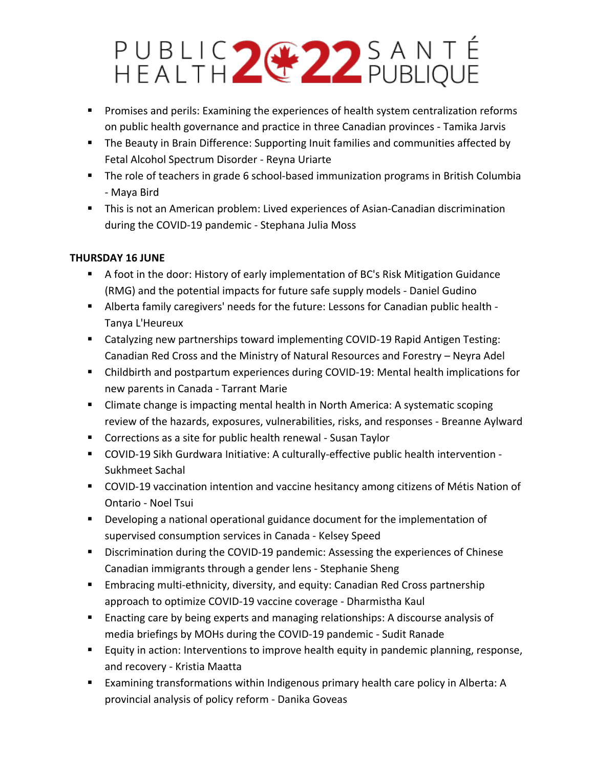- Promises and perils: Examining the experiences of health system centralization reforms on public health governance and practice in three Canadian provinces - Tamika Jarvis
- The Beauty in Brain Difference: Supporting Inuit families and communities affected by Fetal Alcohol Spectrum Disorder - Reyna Uriarte
- The role of teachers in grade 6 school-based immunization programs in British Columbia - Maya Bird
- This is not an American problem: Lived experiences of Asian-Canadian discrimination during the COVID-19 pandemic - Stephana Julia Moss

**THURSDAY 16 JUNE**

- A foot in the door: History of early implementation of BC's Risk Mitigation Guidance (RMG) and the potential impacts for future safe supply models - Daniel Gudino
- Alberta family caregivers' needs for the future: Lessons for Canadian public health - Tanya L'Heureux
- Catalyzing new partnerships toward implementing COVID-19 Rapid Antigen Testing: Canadian Red Cross and the Ministry of Natural Resources and Forestry – Neyra Adel
- Childbirth and postpartum experiences during COVID-19: Mental health implications for new parents in Canada - Tarrant Marie
- Climate change is impacting mental health in North America: A systematic scoping review of the hazards, exposures, vulnerabilities, risks, and responses - Breanne Aylward
- Corrections as a site for public health renewal - Susan Taylor
- COVID-19 Sikh Gurdwara Initiative: A culturally-effective public health intervention - Sukhmeet Sachal
- COVID-19 vaccination intention and vaccine hesitancy among citizens of Métis Nation of Ontario - Noel Tsui
- Developing a national operational guidance document for the implementation of supervised consumption services in Canada - Kelsey Speed
- Discrimination during the COVID-19 pandemic: Assessing the experiences of Chinese Canadian immigrants through a gender lens - Stephanie Sheng
- Embracing multi-ethnicity, diversity, and equity: Canadian Red Cross partnership approach to optimize COVID-19 vaccine coverage - Dharmistha Kaul
- Enacting care by being experts and managing relationships: A discourse analysis of media briefings by MOHs during the COVID-19 pandemic - Sudit Ranade
- Equity in action: Interventions to improve health equity in pandemic planning, response, and recovery - Kristia Maatta
- Examining transformations within Indigenous primary health care policy in Alberta: A provincial analysis of policy reform - Danika Goveas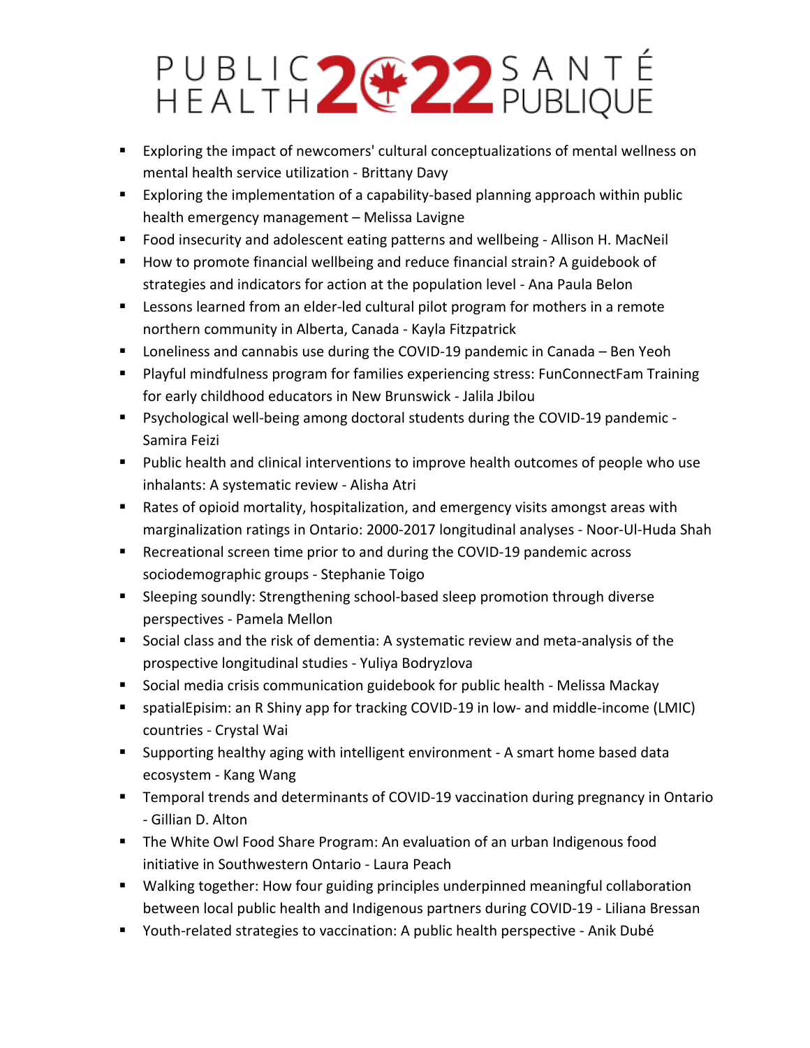- Exploring the impact of newcomers' cultural conceptualizations of mental wellness on mental health service utilization - Brittany Davy
- Exploring the implementation of a capability-based planning approach within public health emergency management – Melissa Lavigne
- Food insecurity and adolescent eating patterns and wellbeing - Allison H. MacNeil
- How to promote financial wellbeing and reduce financial strain? A guidebook of strategies and indicators for action at the population level - Ana Paula Belon
- Lessons learned from an elder-led cultural pilot program for mothers in a remote northern community in Alberta, Canada - Kayla Fitzpatrick
- Loneliness and cannabis use during the COVID-19 pandemic in Canada – Ben Yeoh
- Playful mindfulness program for families experiencing stress: FunConnectFam Training for early childhood educators in New Brunswick - Jalila Jbilou
- Psychological well-being among doctoral students during the COVID-19 pandemic - Samira Feizi
- Public health and clinical interventions to improve health outcomes of people who use inhalants: A systematic review - Alisha Atri
- Rates of opioid mortality, hospitalization, and emergency visits amongst areas with marginalization ratings in Ontario: 2000-2017 longitudinal analyses - Noor-Ul-Huda Shah
- Recreational screen time prior to and during the COVID-19 pandemic across sociodemographic groups - Stephanie Toigo
- Sleeping soundly: Strengthening school-based sleep promotion through diverse perspectives - Pamela Mellon
- Social class and the risk of dementia: A systematic review and meta-analysis of the prospective longitudinal studies - Yuliya Bodryzlova
- Social media crisis communication guidebook for public health - Melissa Mackay
- spatialEpisim: an R Shiny app for tracking COVID-19 in low- and middle-income (LMIC) countries - Crystal Wai
- Supporting healthy aging with intelligent environment - A smart home based data ecosystem - Kang Wang
- Temporal trends and determinants of COVID-19 vaccination during pregnancy in Ontario - Gillian D. Alton
- The White Owl Food Share Program: An evaluation of an urban Indigenous food initiative in Southwestern Ontario - Laura Peach
- Walking together: How four guiding principles underpinned meaningful collaboration between local public health and Indigenous partners during COVID-19 - Liliana Bressan
- Youth-related strategies to vaccination: A public health perspective - Anik Dubé